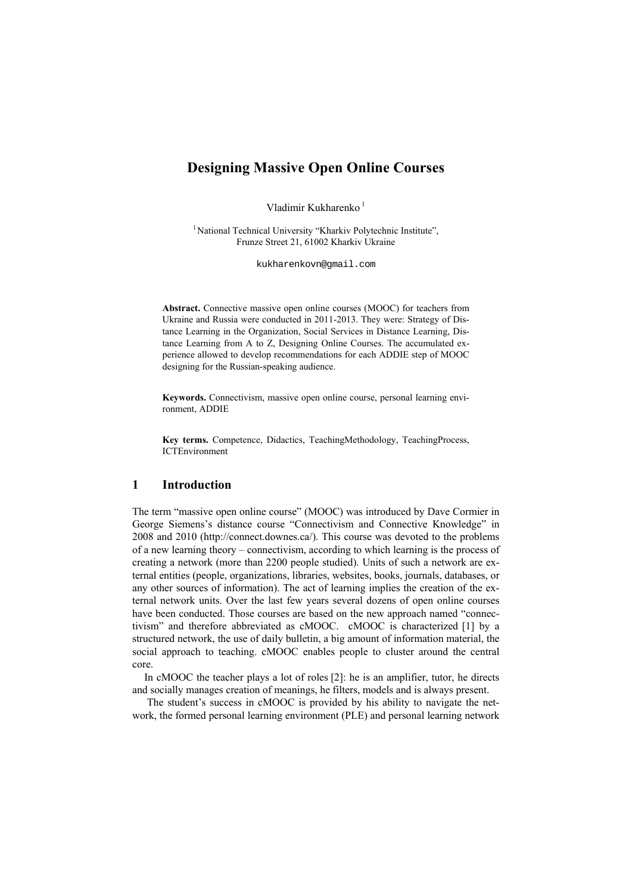# Designing Massive Open Online Courses

Vladimir Kukharenko [1]

[1] National Technical University "Kharkiv Polytechnic Institute", Frunze Street 21, 61002 Kharkiv Ukraine

kukharenkovn@gmail.com

**Abstract.** Connective massive open online courses (MOOC) for teachers from Ukraine and Russia were conducted in 2011-2013. They were: Strategy of Distance Learning in the Organization, Social Services in Distance Learning, Distance Learning from A to Z, Designing Online Courses. The accumulated experience allowed to develop recommendations for each ADDIE step of MOOC designing for the Russian-speaking audience.

**Keywords.** Connectivism, massive open online course, personal learning environment, ADDIE

**Key terms.** Competence, Didactics, TeachingMethodology, TeachingProcess, ICTEnvironment

## 1 Introduction

The term "massive open online course" (MOOC) was introduced by Dave Cormier in George Siemens's distance course "Connectivism and Connective Knowledge" in 2008 and 2010 (http://connect.downes.ca/). This course was devoted to the problems of a new learning theory – connectivism, according to which learning is the process of creating a network (more than 2200 people studied). Units of such a network are external entities (people, organizations, libraries, websites, books, journals, databases, or any other sources of information). The act of learning implies the creation of the external network units. Over the last few years several dozens of open online courses have been conducted. Those courses are based on the new approach named "connectivism" and therefore abbreviated as cMOOC. cMOOC is characterized [1] by a structured network, the use of daily bulletin, a big amount of information material, the social approach to teaching. cMOOC enables people to cluster around the central core.

In cMOOC the teacher plays a lot of roles [2]: he is an amplifier, tutor, he directs and socially manages creation of meanings, he filters, models and is always present.

The student's success in cMOOC is provided by his ability to navigate the network, the formed personal learning environment (PLE) and personal learning network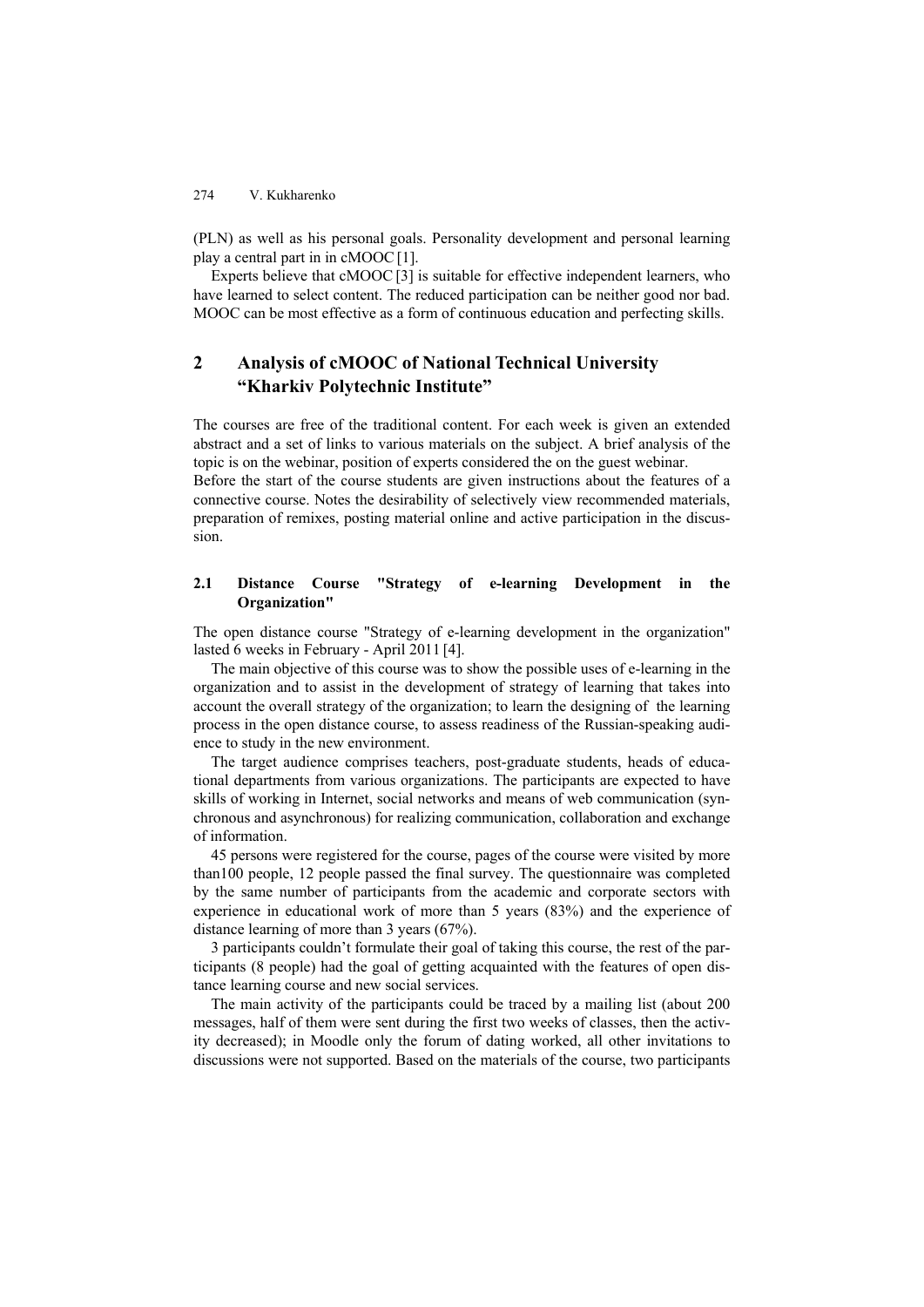(PLN) as well as his personal goals. Personality development and personal learning play a central part in in cMOOC [1].

Experts believe that cMOOC [3] is suitable for effective independent learners, who have learned to select content. The reduced participation can be neither good nor bad. MOOC can be most effective as a form of continuous education and perfecting skills.

## 2 Analysis of cMOOC of National Technical University "Kharkiv Polytechnic Institute"

The courses are free of the traditional content. For each week is given an extended abstract and a set of links to various materials on the subject. A brief analysis of the topic is on the webinar, position of experts considered the on the guest webinar.

Before the start of the course students are given instructions about the features of a connective course. Notes the desirability of selectively view recommended materials, preparation of remixes, posting material online and active participation in the discussion.

### 2.1 Distance Course "Strategy of e-learning Development in the Organization"

The open distance course "Strategy of e-learning development in the organization" lasted 6 weeks in February - April 2011 [4].

The main objective of this course was to show the possible uses of e-learning in the organization and to assist in the development of strategy of learning that takes into account the overall strategy of the organization; to learn the designing of the learning process in the open distance course, to assess readiness of the Russian-speaking audience to study in the new environment.

The target audience comprises teachers, post-graduate students, heads of educational departments from various organizations. The participants are expected to have skills of working in Internet, social networks and means of web communication (synchronous and asynchronous) for realizing communication, collaboration and exchange of information.

45 persons were registered for the course, pages of the course were visited by more than100 people, 12 people passed the final survey. The questionnaire was completed by the same number of participants from the academic and corporate sectors with experience in educational work of more than 5 years (83%) and the experience of distance learning of more than 3 years (67%).

3 participants couldn't formulate their goal of taking this course, the rest of the participants (8 people) had the goal of getting acquainted with the features of open distance learning course and new social services.

The main activity of the participants could be traced by a mailing list (about 200 messages, half of them were sent during the first two weeks of classes, then the activity decreased); in Moodle only the forum of dating worked, all other invitations to discussions were not supported. Based on the materials of the course, two participants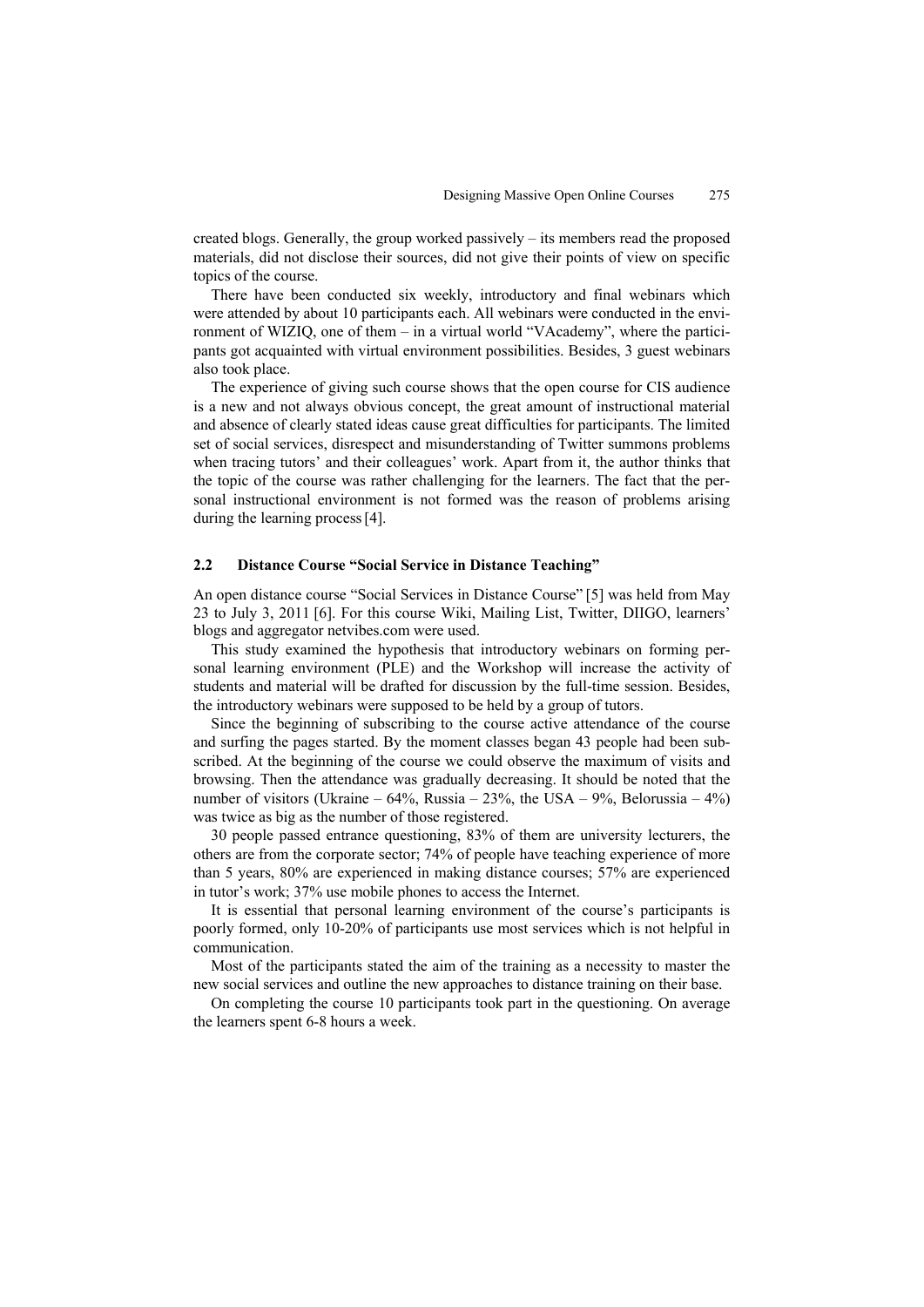created blogs. Generally, the group worked passively – its members read the proposed materials, did not disclose their sources, did not give their points of view on specific topics of the course.

There have been conducted six weekly, introductory and final webinars which were attended by about 10 participants each. All webinars were conducted in the environment of WIZIQ, one of them – in a virtual world "VAcademy", where the participants got acquainted with virtual environment possibilities. Besides, 3 guest webinars also took place.

The experience of giving such course shows that the open course for CIS audience is a new and not always obvious concept, the great amount of instructional material and absence of clearly stated ideas cause great difficulties for participants. The limited set of social services, disrespect and misunderstanding of Twitter summons problems when tracing tutors' and their colleagues' work. Apart from it, the author thinks that the topic of the course was rather challenging for the learners. The fact that the personal instructional environment is not formed was the reason of problems arising during the learning process [4].

### 2.2 Distance Course "Social Service in Distance Teaching"

An open distance course "Social Services in Distance Course" [5] was held from May 23 to July 3, 2011 [6]. For this course Wiki, Mailing List, Twitter, DIIGO, learners' blogs and aggregator netvibes.com were used.

This study examined the hypothesis that introductory webinars on forming personal learning environment (PLE) and the Workshop will increase the activity of students and material will be drafted for discussion by the full-time session. Besides, the introductory webinars were supposed to be held by a group of tutors.

Since the beginning of subscribing to the course active attendance of the course and surfing the pages started. By the moment classes began 43 people had been subscribed. At the beginning of the course we could observe the maximum of visits and browsing. Then the attendance was gradually decreasing. It should be noted that the number of visitors (Ukraine – 64%, Russia – 23%, the USA – 9%, Belorussia – 4%) was twice as big as the number of those registered.

30 people passed entrance questioning, 83% of them are university lecturers, the others are from the corporate sector; 74% of people have teaching experience of more than 5 years, 80% are experienced in making distance courses; 57% are experienced in tutor's work; 37% use mobile phones to access the Internet.

It is essential that personal learning environment of the course's participants is poorly formed, only 10-20% of participants use most services which is not helpful in communication.

Most of the participants stated the aim of the training as a necessity to master the new social services and outline the new approaches to distance training on their base.

On completing the course 10 participants took part in the questioning. On average the learners spent 6-8 hours a week.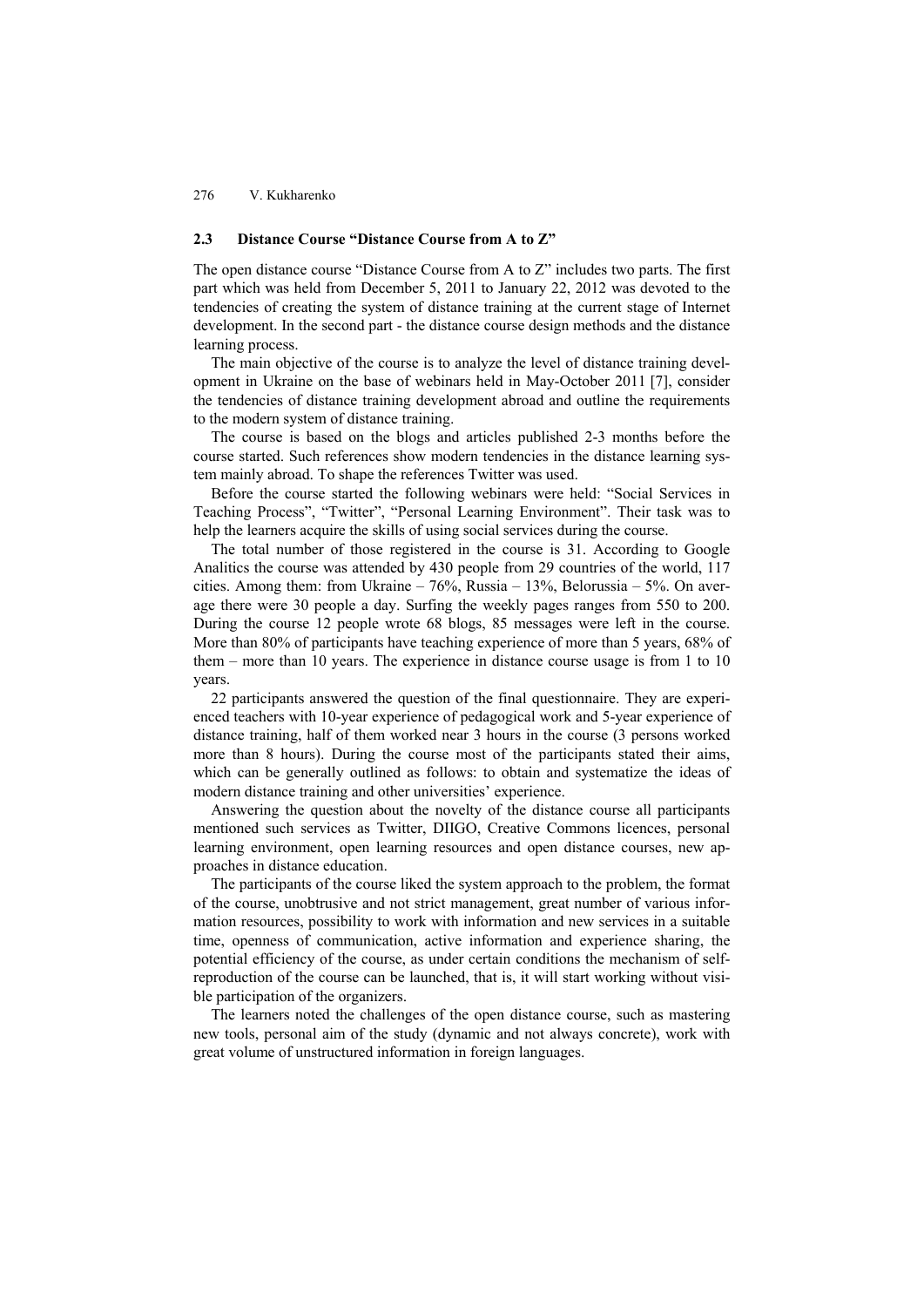### 2.3 Distance Course "Distance Course from A to Z"

The open distance course "Distance Course from A to Z" includes two parts. The first part which was held from December 5, 2011 to January 22, 2012 was devoted to the tendencies of creating the system of distance training at the current stage of Internet development. In the second part - the distance course design methods and the distance learning process.

The main objective of the course is to analyze the level of distance training development in Ukraine on the base of webinars held in May-October 2011 [7], consider the tendencies of distance training development abroad and outline the requirements to the modern system of distance training.

The course is based on the blogs and articles published 2-3 months before the course started. Such references show modern tendencies in the distance learning system mainly abroad. To shape the references Twitter was used.

Before the course started the following webinars were held: "Social Services in Teaching Process", "Twitter", "Personal Learning Environment". Their task was to help the learners acquire the skills of using social services during the course.

The total number of those registered in the course is 31. According to Google Analitics the course was attended by 430 people from 29 countries of the world, 117 cities. Among them: from Ukraine – 76%, Russia – 13%, Belorussia – 5%. On average there were 30 people a day. Surfing the weekly pages ranges from 550 to 200. During the course 12 people wrote 68 blogs, 85 messages were left in the course. More than 80% of participants have teaching experience of more than 5 years, 68% of them – more than 10 years. The experience in distance course usage is from 1 to 10 years.

22 participants answered the question of the final questionnaire. They are experienced teachers with 10-year experience of pedagogical work and 5-year experience of distance training, half of them worked near 3 hours in the course (3 persons worked more than 8 hours). During the course most of the participants stated their aims, which can be generally outlined as follows: to obtain and systematize the ideas of modern distance training and other universities' experience.

Answering the question about the novelty of the distance course all participants mentioned such services as Twitter, DIIGO, Creative Commons licences, personal learning environment, open learning resources and open distance courses, new approaches in distance education.

The participants of the course liked the system approach to the problem, the format of the course, unobtrusive and not strict management, great number of various information resources, possibility to work with information and new services in a suitable time, openness of communication, active information and experience sharing, the potential efficiency of the course, as under certain conditions the mechanism of self-reproduction of the course can be launched, that is, it will start working without visible participation of the organizers.

The learners noted the challenges of the open distance course, such as mastering new tools, personal aim of the study (dynamic and not always concrete), work with great volume of unstructured information in foreign languages.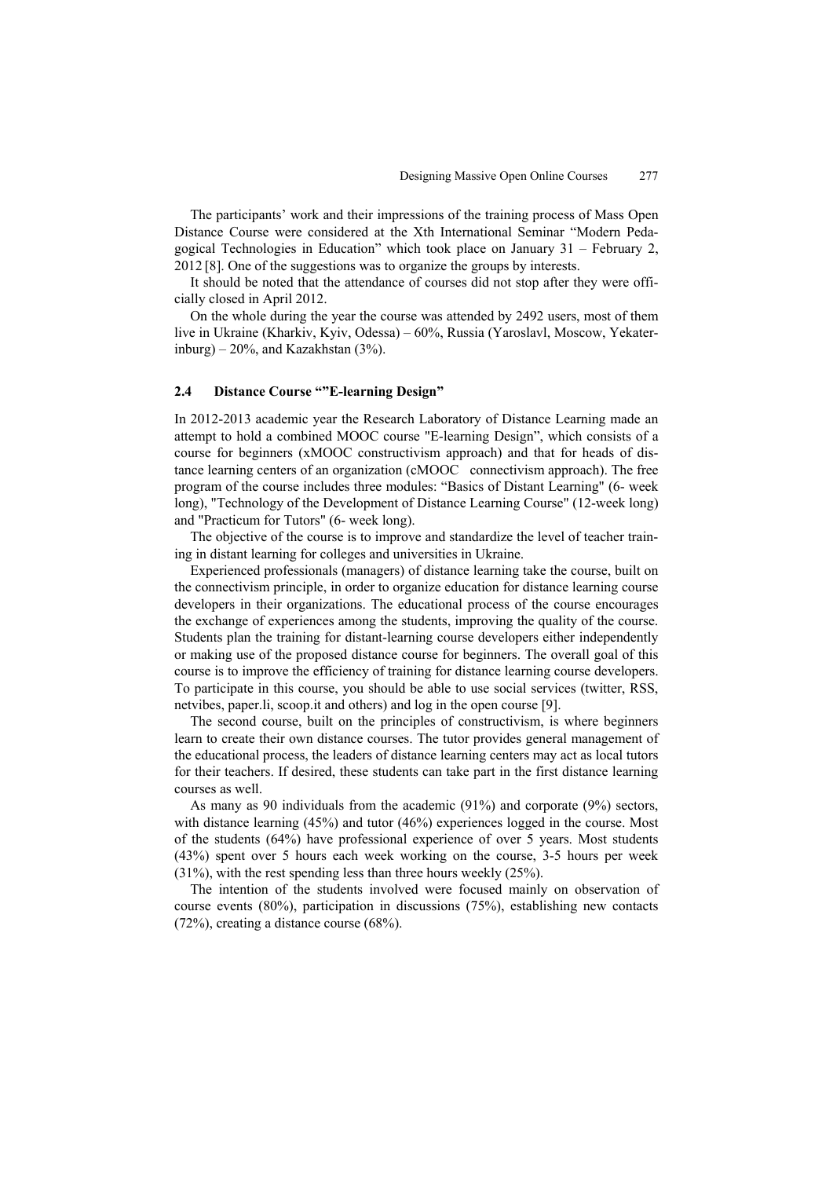The participants' work and their impressions of the training process of Mass Open Distance Course were considered at the Xth International Seminar "Modern Pedagogical Technologies in Education" which took place on January 31 – February 2, 2012 [8]. One of the suggestions was to organize the groups by interests.

It should be noted that the attendance of courses did not stop after they were officially closed in April 2012.

On the whole during the year the course was attended by 2492 users, most of them live in Ukraine (Kharkiv, Kyiv, Odessa) – 60%, Russia (Yaroslavl, Moscow, Yekaterinburg) – 20%, and Kazakhstan (3%).

### 2.4 Distance Course “”E-learning Design”

In 2012-2013 academic year the Research Laboratory of Distance Learning made an attempt to hold a combined MOOC course "E-learning Design", which consists of a course for beginners (xMOOC constructivism approach) and that for heads of distance learning centers of an organization (cMOOC connectivism approach). The free program of the course includes three modules: "Basics of Distant Learning" (6- week long), "Technology of the Development of Distance Learning Course" (12-week long) and "Practicum for Tutors" (6- week long).

The objective of the course is to improve and standardize the level of teacher training in distant learning for colleges and universities in Ukraine.

Experienced professionals (managers) of distance learning take the course, built on the connectivism principle, in order to organize education for distance learning course developers in their organizations. The educational process of the course encourages the exchange of experiences among the students, improving the quality of the course. Students plan the training for distant-learning course developers either independently or making use of the proposed distance course for beginners. The overall goal of this course is to improve the efficiency of training for distance learning course developers. To participate in this course, you should be able to use social services (twitter, RSS, netvibes, paper.li, scoop.it and others) and log in the open course [9].

The second course, built on the principles of constructivism, is where beginners learn to create their own distance courses. The tutor provides general management of the educational process, the leaders of distance learning centers may act as local tutors for their teachers. If desired, these students can take part in the first distance learning courses as well.

As many as 90 individuals from the academic (91%) and corporate (9%) sectors, with distance learning (45%) and tutor (46%) experiences logged in the course. Most of the students (64%) have professional experience of over 5 years. Most students (43%) spent over 5 hours each week working on the course, 3-5 hours per week (31%), with the rest spending less than three hours weekly (25%).

The intention of the students involved were focused mainly on observation of course events (80%), participation in discussions (75%), establishing new contacts (72%), creating a distance course (68%).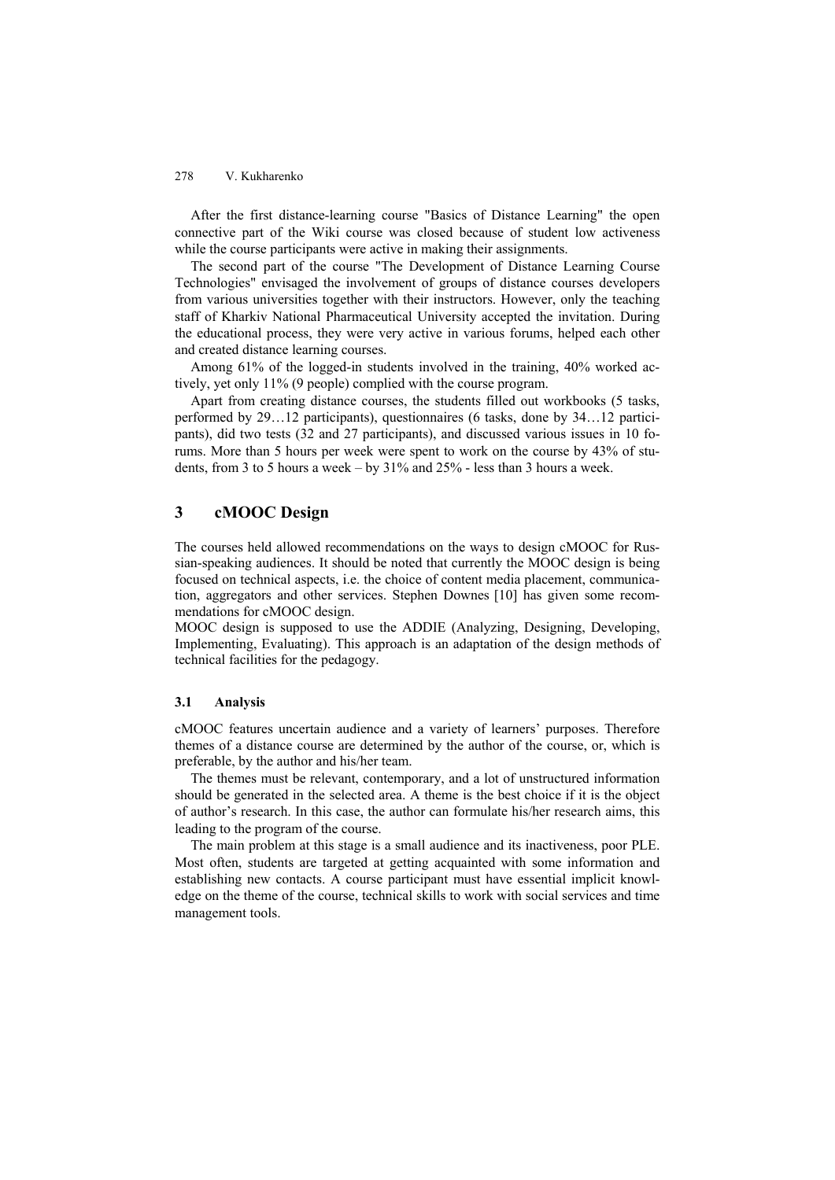After the first distance-learning course "Basics of Distance Learning" the open connective part of the Wiki course was closed because of student low activeness while the course participants were active in making their assignments.

The second part of the course "The Development of Distance Learning Course Technologies" envisaged the involvement of groups of distance courses developers from various universities together with their instructors. However, only the teaching staff of Kharkiv National Pharmaceutical University accepted the invitation. During the educational process, they were very active in various forums, helped each other and created distance learning courses.

Among 61% of the logged-in students involved in the training, 40% worked actively, yet only 11% (9 people) complied with the course program.

Apart from creating distance courses, the students filled out workbooks (5 tasks, performed by 29…12 participants), questionnaires (6 tasks, done by 34…12 participants), did two tests (32 and 27 participants), and discussed various issues in 10 forums. More than 5 hours per week were spent to work on the course by 43% of students, from 3 to 5 hours a week – by 31% and 25% - less than 3 hours a week.

## 3 cMOOC Design

The courses held allowed recommendations on the ways to design cMOOC for Russian-speaking audiences. It should be noted that currently the MOOC design is being focused on technical aspects, i.e. the choice of content media placement, communication, aggregators and other services. Stephen Downes [10] has given some recommendations for cMOOC design.

MOOC design is supposed to use the ADDIE (Analyzing, Designing, Developing, Implementing, Evaluating). This approach is an adaptation of the design methods of technical facilities for the pedagogy.

### 3.1 Analysis

cMOOC features uncertain audience and a variety of learners' purposes. Therefore themes of a distance course are determined by the author of the course, or, which is preferable, by the author and his/her team.

The themes must be relevant, contemporary, and a lot of unstructured information should be generated in the selected area. A theme is the best choice if it is the object of author's research. In this case, the author can formulate his/her research aims, this leading to the program of the course.

The main problem at this stage is a small audience and its inactiveness, poor PLE. Most often, students are targeted at getting acquainted with some information and establishing new contacts. A course participant must have essential implicit knowledge on the theme of the course, technical skills to work with social services and time management tools.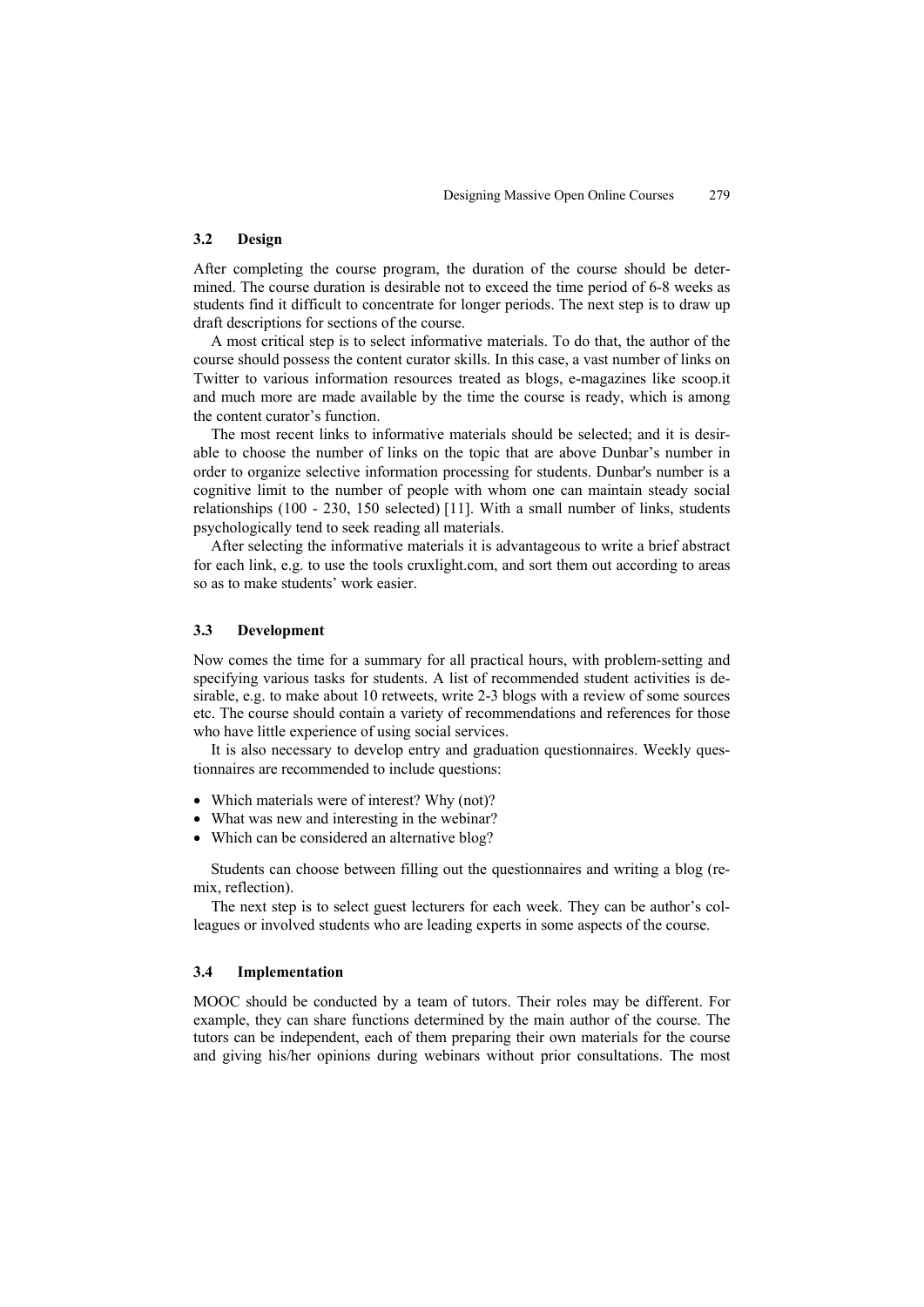### 3.2 Design

After completing the course program, the duration of the course should be determined. The course duration is desirable not to exceed the time period of 6-8 weeks as students find it difficult to concentrate for longer periods. The next step is to draw up draft descriptions for sections of the course.

A most critical step is to select informative materials. To do that, the author of the course should possess the content curator skills. In this case, a vast number of links on Twitter to various information resources treated as blogs, e-magazines like scoop.it and much more are made available by the time the course is ready, which is among the content curator's function.

The most recent links to informative materials should be selected; and it is desirable to choose the number of links on the topic that are above Dunbar's number in order to organize selective information processing for students. Dunbar's number is a cognitive limit to the number of people with whom one can maintain steady social relationships (100 - 230, 150 selected) [11]. With a small number of links, students psychologically tend to seek reading all materials.

After selecting the informative materials it is advantageous to write a brief abstract for each link, e.g. to use the tools cruxlight.com, and sort them out according to areas so as to make students' work easier.

### 3.3 Development

Now comes the time for a summary for all practical hours, with problem-setting and specifying various tasks for students. A list of recommended student activities is desirable, e.g. to make about 10 retweets, write 2-3 blogs with a review of some sources etc. The course should contain a variety of recommendations and references for those who have little experience of using social services.

It is also necessary to develop entry and graduation questionnaires. Weekly questionnaires are recommended to include questions:

- Which materials were of interest? Why (not)?
- What was new and interesting in the webinar?
- Which can be considered an alternative blog?

Students can choose between filling out the questionnaires and writing a blog (remix, reflection).

The next step is to select guest lecturers for each week. They can be author's colleagues or involved students who are leading experts in some aspects of the course.

### 3.4 Implementation

MOOC should be conducted by a team of tutors. Their roles may be different. For example, they can share functions determined by the main author of the course. The tutors can be independent, each of them preparing their own materials for the course and giving his/her opinions during webinars without prior consultations. The most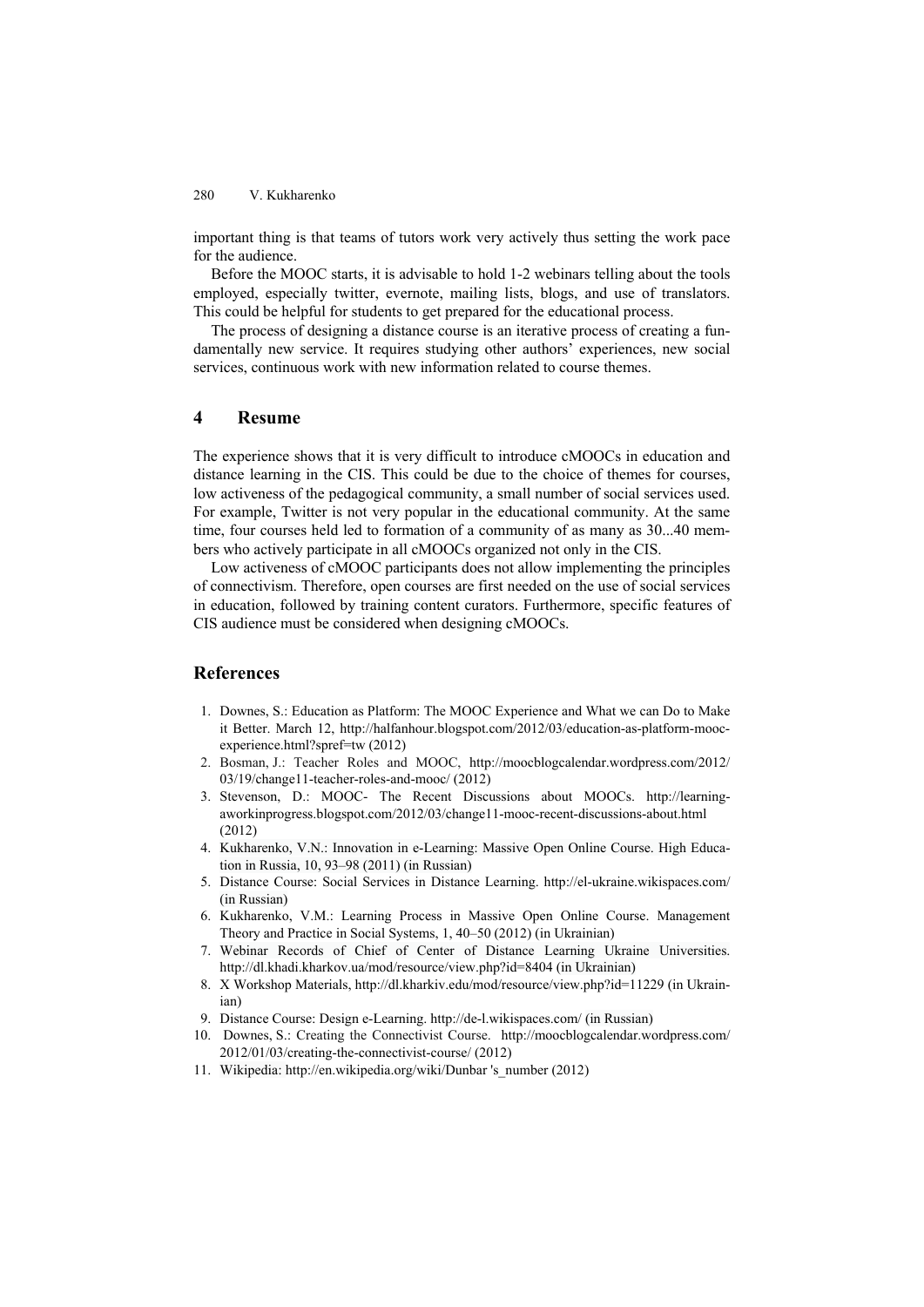important thing is that teams of tutors work very actively thus setting the work pace for the audience.

Before the MOOC starts, it is advisable to hold 1-2 webinars telling about the tools employed, especially twitter, evernote, mailing lists, blogs, and use of translators. This could be helpful for students to get prepared for the educational process.

The process of designing a distance course is an iterative process of creating a fundamentally new service. It requires studying other authors' experiences, new social services, continuous work with new information related to course themes.

## 4 Resume

The experience shows that it is very difficult to introduce cMOOCs in education and distance learning in the CIS. This could be due to the choice of themes for courses, low activeness of the pedagogical community, a small number of social services used. For example, Twitter is not very popular in the educational community. At the same time, four courses held led to formation of a community of as many as 30...40 members who actively participate in all cMOOCs organized not only in the CIS.

Low activeness of cMOOC participants does not allow implementing the principles of connectivism. Therefore, open courses are first needed on the use of social services in education, followed by training content curators. Furthermore, specific features of CIS audience must be considered when designing cMOOCs.

## References

1. Downes, S.: Education as Platform: The MOOC Experience and What we can Do to Make it Better. March 12, http://halfanhour.blogspot.com/2012/03/education-as-platform-mooc-experience.html?spref=tw (2012)
2. Bosman, J.: Teacher Roles and MOOC, http://moocblogcalendar.wordpress.com/2012/03/19/change11-teacher-roles-and-mooc/ (2012)
3. Stevenson, D.: MOOC- The Recent Discussions about MOOCs. http://learning-aworkinprogress.blogspot.com/2012/03/change11-mooc-recent-discussions-about.html (2012)
4. Kukharenko, V.N.: Innovation in e-Learning: Massive Open Online Course. High Education in Russia, 10, 93–98 (2011) (in Russian)
5. Distance Course: Social Services in Distance Learning. http://el-ukraine.wikispaces.com/ (in Russian)
6. Kukharenko, V.M.: Learning Process in Massive Open Online Course. Management Theory and Practice in Social Systems, 1, 40–50 (2012) (in Ukrainian)
7. Webinar Records of Chief of Center of Distance Learning Ukraine Universities. http://dl.khadi.kharkov.ua/mod/resource/view.php?id=8404 (in Ukrainian)
8. X Workshop Materials, http://dl.kharkiv.edu/mod/resource/view.php?id=11229 (in Ukrainian)
9. Distance Course: Design e-Learning. http://de-l.wikispaces.com/ (in Russian)
10. Downes, S.: Creating the Connectivist Course. http://moocblogcalendar.wordpress.com/2012/01/03/creating-the-connectivist-course/ (2012)
11. Wikipedia: http://en.wikipedia.org/wiki/Dunbar 's_number (2012)